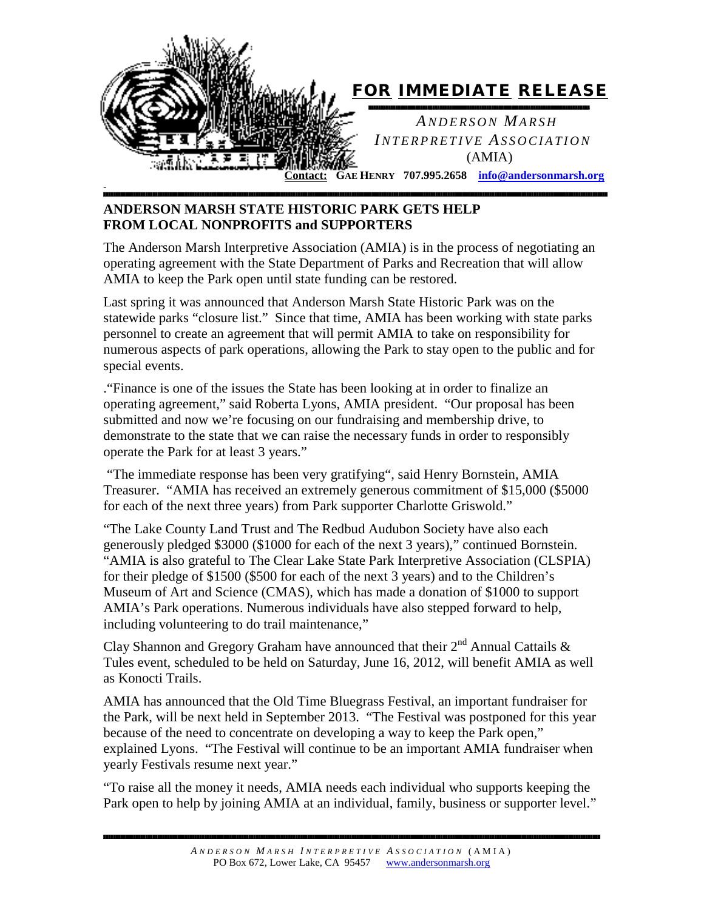**FOR IMMEDIATE RELEASE**

*ANDERSON MARSH INTERPRETIVE ASSOCIATION*
(AMIA)

**Contact:** **GAE HENRY 707.995.2658 info@andersonmarsh.org**

## ANDERSON MARSH STATE HISTORIC PARK GETS HELP FROM LOCAL NONPROFITS and SUPPORTERS

The Anderson Marsh Interpretive Association (AMIA) is in the process of negotiating an operating agreement with the State Department of Parks and Recreation that will allow AMIA to keep the Park open until state funding can be restored.

Last spring it was announced that Anderson Marsh State Historic Park was on the statewide parks "closure list." Since that time, AMIA has been working with state parks personnel to create an agreement that will permit AMIA to take on responsibility for numerous aspects of park operations, allowing the Park to stay open to the public and for special events.

."Finance is one of the issues the State has been looking at in order to finalize an operating agreement," said Roberta Lyons, AMIA president. "Our proposal has been submitted and now we're focusing on our fundraising and membership drive, to demonstrate to the state that we can raise the necessary funds in order to responsibly operate the Park for at least 3 years."

"The immediate response has been very gratifying", said Henry Bornstein, AMIA Treasurer. "AMIA has received an extremely generous commitment of $15,000 ($5000 for each of the next three years) from Park supporter Charlotte Griswold."

"The Lake County Land Trust and The Redbud Audubon Society have also each generously pledged $3000 ($1000 for each of the next 3 years)," continued Bornstein. "AMIA is also grateful to The Clear Lake State Park Interpretive Association (CLSPIA) for their pledge of $1500 ($500 for each of the next 3 years) and to the Children's Museum of Art and Science (CMAS), which has made a donation of $1000 to support AMIA's Park operations. Numerous individuals have also stepped forward to help, including volunteering to do trail maintenance,"

Clay Shannon and Gregory Graham have announced that their 2nd Annual Cattails & Tules event, scheduled to be held on Saturday, June 16, 2012, will benefit AMIA as well as Konocti Trails.

AMIA has announced that the Old Time Bluegrass Festival, an important fundraiser for the Park, will be next held in September 2013. "The Festival was postponed for this year because of the need to concentrate on developing a way to keep the Park open," explained Lyons. "The Festival will continue to be an important AMIA fundraiser when yearly Festivals resume next year."

"To raise all the money it needs, AMIA needs each individual who supports keeping the Park open to help by joining AMIA at an individual, family, business or supporter level."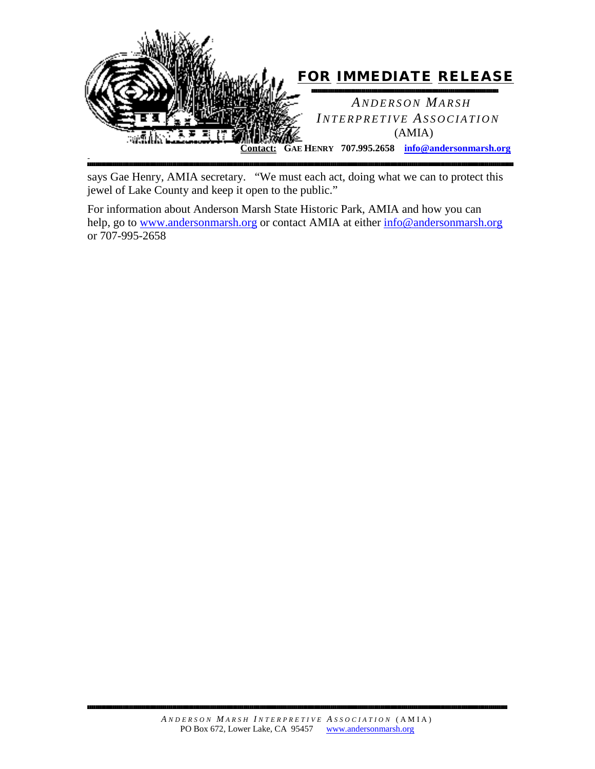**FOR IMMEDIATE RELEASE**

*ANDERSON MARSH INTERPRETIVE ASSOCIATION*
(AMIA)

**Contact:** **GAE HENRY 707.995.2658 info@andersonmarsh.org**

says Gae Henry, AMIA secretary. "We must each act, doing what we can to protect this jewel of Lake County and keep it open to the public."

For information about Anderson Marsh State Historic Park, AMIA and how you can help, go to www.andersonmarsh.org or contact AMIA at either info@andersonmarsh.org or 707-995-2658

*ANDERSON MARSH INTERPRETIVE ASSOCIATION* (AMIA)
PO Box 672, Lower Lake, CA 95457 www.andersonmarsh.org